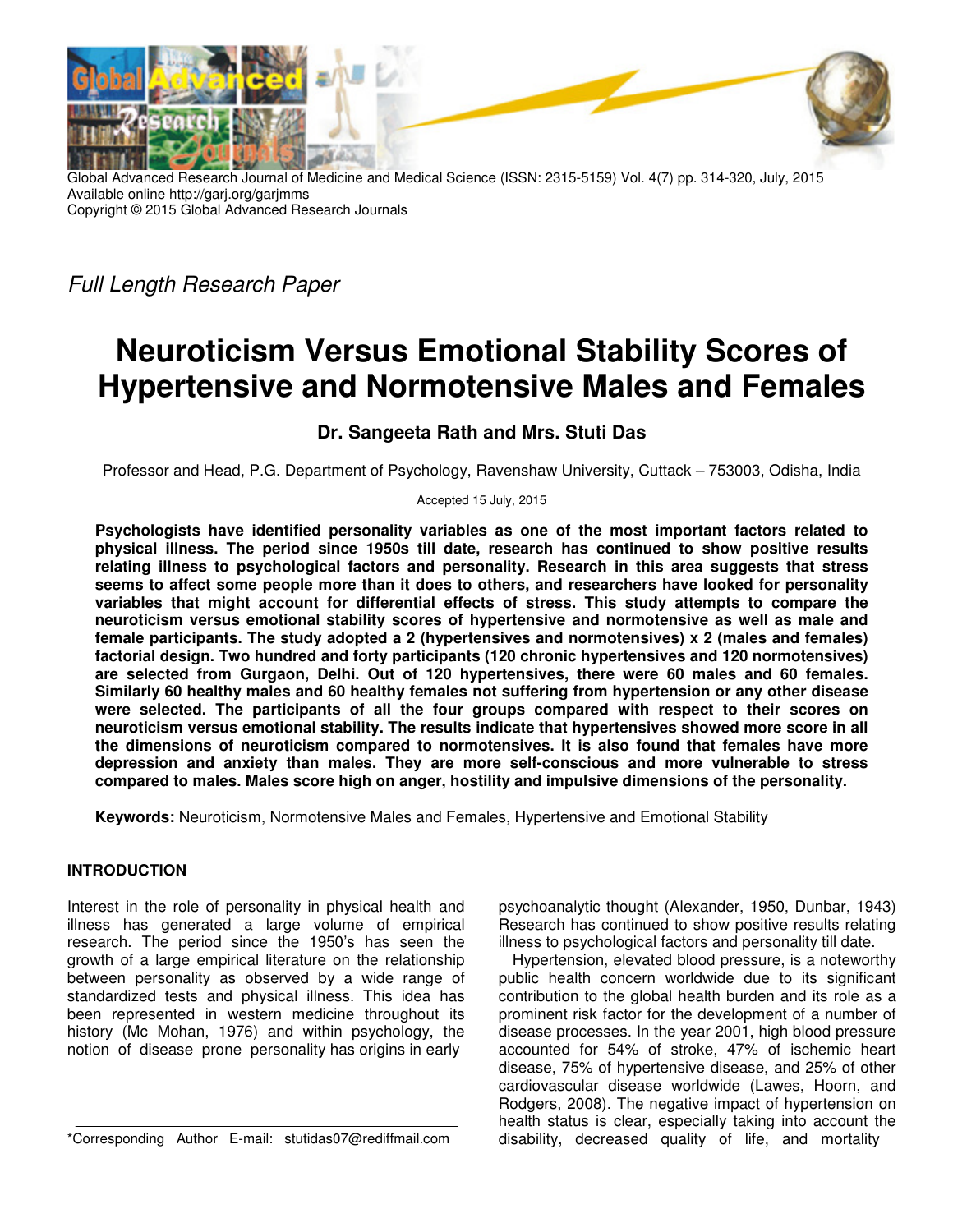Global Advanced Research Journal of Medicine and Medical Science (ISSN: 2315-5159) Vol. 4(7) pp. 314-320, July, 2015
Available online http://garj.org/garjmms
Copyright © 2015 Global Advanced Research Journals

*Full Length Research Paper*

# Neuroticism Versus Emotional Stability Scores of Hypertensive and Normotensive Males and Females

**Dr. Sangeeta Rath and Mrs. Stuti Das**

Professor and Head, P.G. Department of Psychology, Ravenshaw University, Cuttack – 753003, Odisha, India

Accepted 15 July, 2015

**Psychologists have identified personality variables as one of the most important factors related to physical illness. The period since 1950s till date, research has continued to show positive results relating illness to psychological factors and personality. Research in this area suggests that stress seems to affect some people more than it does to others, and researchers have looked for personality variables that might account for differential effects of stress. This study attempts to compare the neuroticism versus emotional stability scores of hypertensive and normotensive as well as male and female participants. The study adopted a 2 (hypertensives and normotensives) x 2 (males and females) factorial design. Two hundred and forty participants (120 chronic hypertensives and 120 normotensives) are selected from Gurgaon, Delhi. Out of 120 hypertensives, there were 60 males and 60 females. Similarly 60 healthy males and 60 healthy females not suffering from hypertension or any other disease were selected. The participants of all the four groups compared with respect to their scores on neuroticism versus emotional stability. The results indicate that hypertensives showed more score in all the dimensions of neuroticism compared to normotensives. It is also found that females have more depression and anxiety than males. They are more self-conscious and more vulnerable to stress compared to males. Males score high on anger, hostility and impulsive dimensions of the personality.**

**Keywords:** Neuroticism, Normotensive Males and Females, Hypertensive and Emotional Stability

## INTRODUCTION

Interest in the role of personality in physical health and illness has generated a large volume of empirical research. The period since the 1950's has seen the growth of a large empirical literature on the relationship between personality as observed by a wide range of standardized tests and physical illness. This idea has been represented in western medicine throughout its history (Mc Mohan, 1976) and within psychology, the notion of disease prone personality has origins in early psychoanalytic thought (Alexander, 1950, Dunbar, 1943) Research has continued to show positive results relating illness to psychological factors and personality till date.

Hypertension, elevated blood pressure, is a noteworthy public health concern worldwide due to its significant contribution to the global health burden and its role as a prominent risk factor for the development of a number of disease processes. In the year 2001, high blood pressure accounted for 54% of stroke, 47% of ischemic heart disease, 75% of hypertensive disease, and 25% of other cardiovascular disease worldwide (Lawes, Hoorn, and Rodgers, 2008). The negative impact of hypertension on health status is clear, especially taking into account the disability, decreased quality of life, and mortality

*Corresponding Author E-mail: stutidas07@rediffmail.com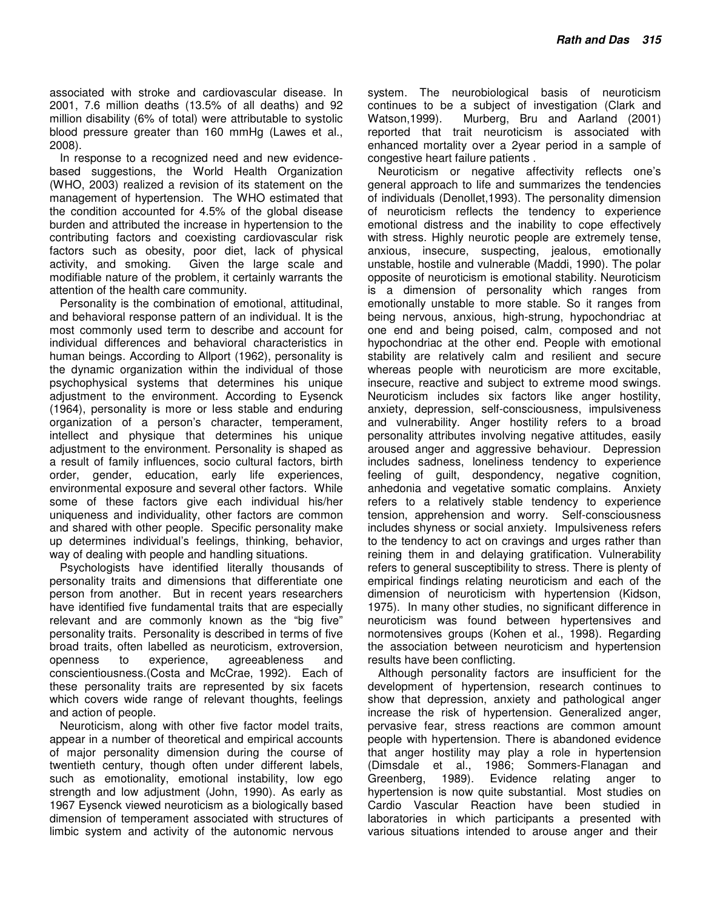associated with stroke and cardiovascular disease. In 2001, 7.6 million deaths (13.5% of all deaths) and 92 million disability (6% of total) were attributable to systolic blood pressure greater than 160 mmHg (Lawes et al., 2008).

In response to a recognized need and new evidence-based suggestions, the World Health Organization (WHO, 2003) realized a revision of its statement on the management of hypertension. The WHO estimated that the condition accounted for 4.5% of the global disease burden and attributed the increase in hypertension to the contributing factors and coexisting cardiovascular risk factors such as obesity, poor diet, lack of physical activity, and smoking. Given the large scale and modifiable nature of the problem, it certainly warrants the attention of the health care community.

Personality is the combination of emotional, attitudinal, and behavioral response pattern of an individual. It is the most commonly used term to describe and account for individual differences and behavioral characteristics in human beings. According to Allport (1962), personality is the dynamic organization within the individual of those psychophysical systems that determines his unique adjustment to the environment. According to Eysenck (1964), personality is more or less stable and enduring organization of a person's character, temperament, intellect and physique that determines his unique adjustment to the environment. Personality is shaped as a result of family influences, socio cultural factors, birth order, gender, education, early life experiences, environmental exposure and several other factors. While some of these factors give each individual his/her uniqueness and individuality, other factors are common and shared with other people. Specific personality make up determines individual's feelings, thinking, behavior, way of dealing with people and handling situations.

Psychologists have identified literally thousands of personality traits and dimensions that differentiate one person from another. But in recent years researchers have identified five fundamental traits that are especially relevant and are commonly known as the "big five" personality traits. Personality is described in terms of five broad traits, often labelled as neuroticism, extroversion, openness to experience, agreeableness and conscientiousness.(Costa and McCrae, 1992). Each of these personality traits are represented by six facets which covers wide range of relevant thoughts, feelings and action of people.

Neuroticism, along with other five factor model traits, appear in a number of theoretical and empirical accounts of major personality dimension during the course of twentieth century, though often under different labels, such as emotionality, emotional instability, low ego strength and low adjustment (John, 1990). As early as 1967 Eysenck viewed neuroticism as a biologically based dimension of temperament associated with structures of limbic system and activity of the autonomic nervous system. The neurobiological basis of neuroticism continues to be a subject of investigation (Clark and Watson,1999). Murberg, Bru and Aarland (2001) reported that trait neuroticism is associated with enhanced mortality over a 2year period in a sample of congestive heart failure patients .

Neuroticism or negative affectivity reflects one's general approach to life and summarizes the tendencies of individuals (Denollet,1993). The personality dimension of neuroticism reflects the tendency to experience emotional distress and the inability to cope effectively with stress. Highly neurotic people are extremely tense, anxious, insecure, suspecting, jealous, emotionally unstable, hostile and vulnerable (Maddi, 1990). The polar opposite of neuroticism is emotional stability. Neuroticism is a dimension of personality which ranges from emotionally unstable to more stable. So it ranges from being nervous, anxious, high-strung, hypochondriac at one end and being poised, calm, composed and not hypochondriac at the other end. People with emotional stability are relatively calm and resilient and secure whereas people with neuroticism are more excitable, insecure, reactive and subject to extreme mood swings. Neuroticism includes six factors like anger hostility, anxiety, depression, self-consciousness, impulsiveness and vulnerability. Anger hostility refers to a broad personality attributes involving negative attitudes, easily aroused anger and aggressive behaviour. Depression includes sadness, loneliness tendency to experience feeling of guilt, despondency, negative cognition, anhedonia and vegetative somatic complains. Anxiety refers to a relatively stable tendency to experience tension, apprehension and worry. Self-consciousness includes shyness or social anxiety. Impulsiveness refers to the tendency to act on cravings and urges rather than reining them in and delaying gratification. Vulnerability refers to general susceptibility to stress. There is plenty of empirical findings relating neuroticism and each of the dimension of neuroticism with hypertension (Kidson, 1975). In many other studies, no significant difference in neuroticism was found between hypertensives and normotensives groups (Kohen et al., 1998). Regarding the association between neuroticism and hypertension results have been conflicting.

Although personality factors are insufficient for the development of hypertension, research continues to show that depression, anxiety and pathological anger increase the risk of hypertension. Generalized anger, pervasive fear, stress reactions are common amount people with hypertension. There is abandoned evidence that anger hostility may play a role in hypertension (Dimsdale et al., 1986; Sommers-Flanagan and Greenberg, 1989). Evidence relating anger to hypertension is now quite substantial. Most studies on Cardio Vascular Reaction have been studied in laboratories in which participants a presented with various situations intended to arouse anger and their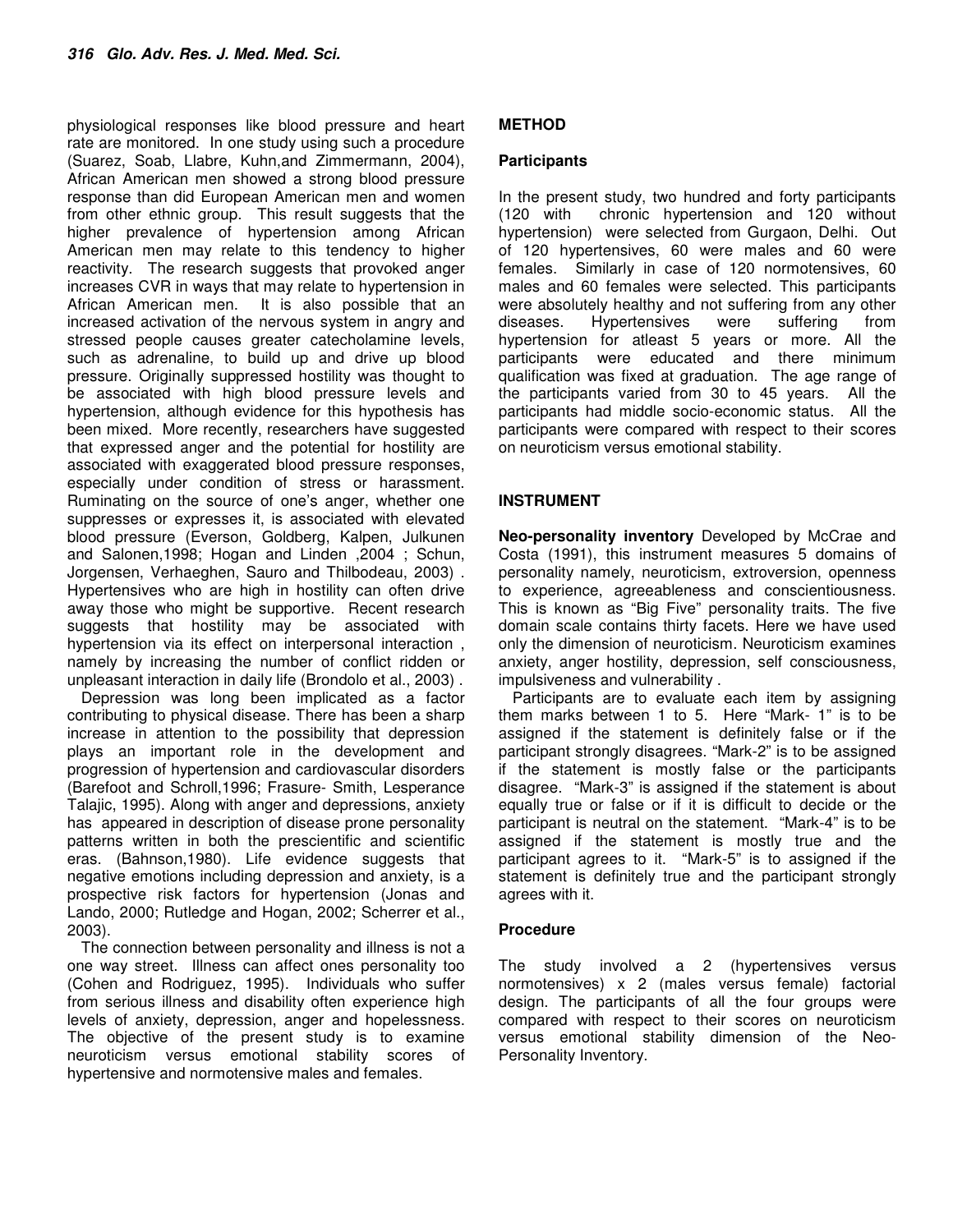physiological responses like blood pressure and heart rate are monitored. In one study using such a procedure (Suarez, Soab, Llabre, Kuhn,and Zimmermann, 2004), African American men showed a strong blood pressure response than did European American men and women from other ethnic group. This result suggests that the higher prevalence of hypertension among African American men may relate to this tendency to higher reactivity. The research suggests that provoked anger increases CVR in ways that may relate to hypertension in African American men. It is also possible that an increased activation of the nervous system in angry and stressed people causes greater catecholamine levels, such as adrenaline, to build up and drive up blood pressure. Originally suppressed hostility was thought to be associated with high blood pressure levels and hypertension, although evidence for this hypothesis has been mixed. More recently, researchers have suggested that expressed anger and the potential for hostility are associated with exaggerated blood pressure responses, especially under condition of stress or harassment. Ruminating on the source of one's anger, whether one suppresses or expresses it, is associated with elevated blood pressure (Everson, Goldberg, Kalpen, Julkunen and Salonen,1998; Hogan and Linden ,2004 ; Schun, Jorgensen, Verhaeghen, Sauro and Thilbodeau, 2003) . Hypertensives who are high in hostility can often drive away those who might be supportive. Recent research suggests that hostility may be associated with hypertension via its effect on interpersonal interaction , namely by increasing the number of conflict ridden or unpleasant interaction in daily life (Brondolo et al., 2003) .

Depression was long been implicated as a factor contributing to physical disease. There has been a sharp increase in attention to the possibility that depression plays an important role in the development and progression of hypertension and cardiovascular disorders (Barefoot and Schroll,1996; Frasure- Smith, Lesperance Talajic, 1995). Along with anger and depressions, anxiety has appeared in description of disease prone personality patterns written in both the prescientific and scientific eras. (Bahnson,1980). Life evidence suggests that negative emotions including depression and anxiety, is a prospective risk factors for hypertension (Jonas and Lando, 2000; Rutledge and Hogan, 2002; Scherrer et al., 2003).

The connection between personality and illness is not a one way street. Illness can affect ones personality too (Cohen and Rodriguez, 1995). Individuals who suffer from serious illness and disability often experience high levels of anxiety, depression, anger and hopelessness. The objective of the present study is to examine neuroticism versus emotional stability scores of hypertensive and normotensive males and females.

## METHOD

### Participants

In the present study, two hundred and forty participants (120 with chronic hypertension and 120 without hypertension) were selected from Gurgaon, Delhi. Out of 120 hypertensives, 60 were males and 60 were females. Similarly in case of 120 normotensives, 60 males and 60 females were selected. This participants were absolutely healthy and not suffering from any other diseases. Hypertensives were suffering from hypertension for atleast 5 years or more. All the participants were educated and there minimum qualification was fixed at graduation. The age range of the participants varied from 30 to 45 years. All the participants had middle socio-economic status. All the participants were compared with respect to their scores on neuroticism versus emotional stability.

## INSTRUMENT

**Neo-personality inventory** Developed by McCrae and Costa (1991), this instrument measures 5 domains of personality namely, neuroticism, extroversion, openness to experience, agreeableness and conscientiousness. This is known as "Big Five" personality traits. The five domain scale contains thirty facets. Here we have used only the dimension of neuroticism. Neuroticism examines anxiety, anger hostility, depression, self consciousness, impulsiveness and vulnerability .

Participants are to evaluate each item by assigning them marks between 1 to 5. Here "Mark- 1" is to be assigned if the statement is definitely false or if the participant strongly disagrees. "Mark-2" is to be assigned if the statement is mostly false or the participants disagree. "Mark-3" is assigned if the statement is about equally true or false or if it is difficult to decide or the participant is neutral on the statement. "Mark-4" is to be assigned if the statement is mostly true and the participant agrees to it. "Mark-5" is to assigned if the statement is definitely true and the participant strongly agrees with it.

### Procedure

The study involved a 2 (hypertensives versus normotensives) x 2 (males versus female) factorial design. The participants of all the four groups were compared with respect to their scores on neuroticism versus emotional stability dimension of the Neo-Personality Inventory.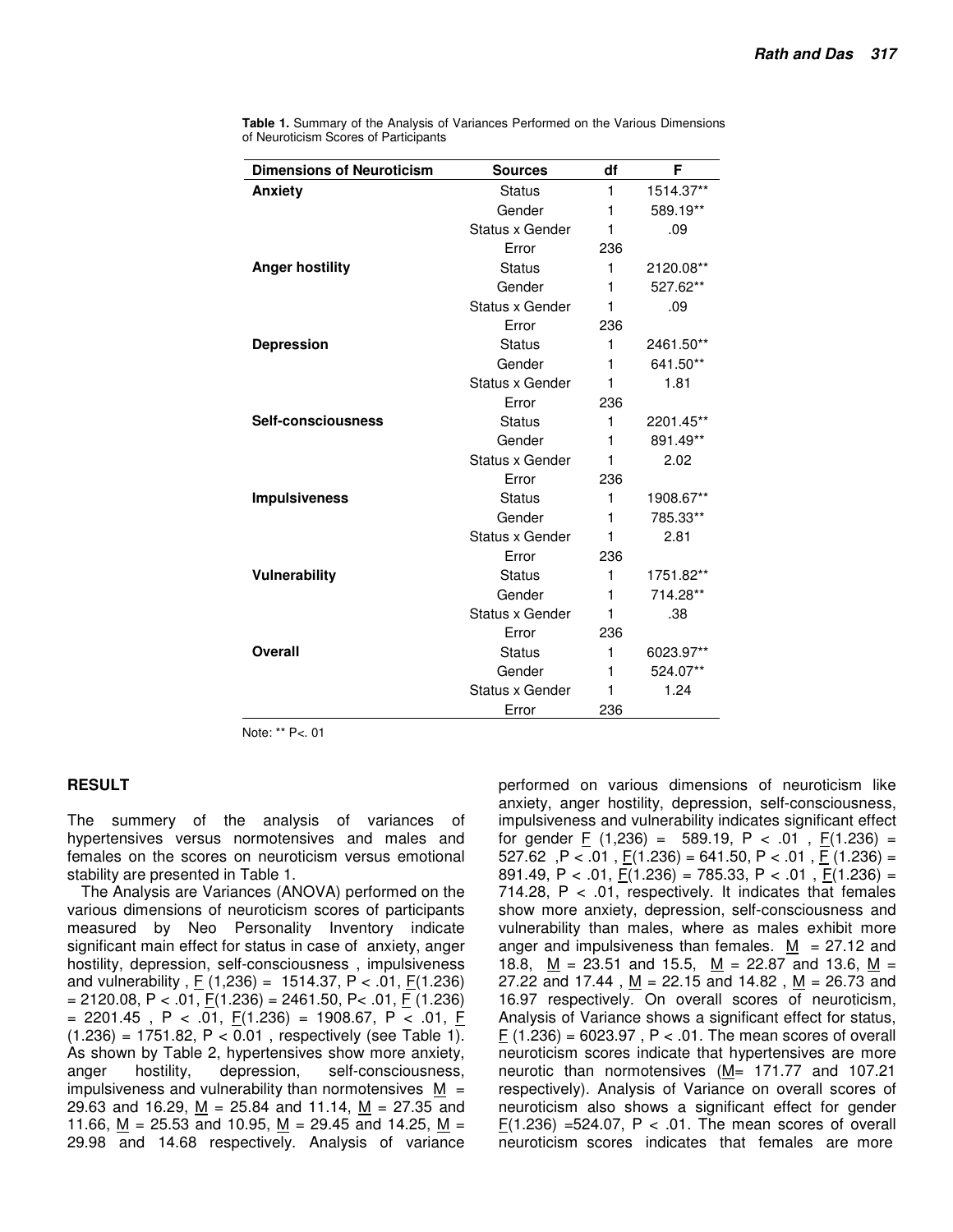**Table 1.** Summary of the Analysis of Variances Performed on the Various Dimensions of Neuroticism Scores of Participants

| Dimensions of Neuroticism | Sources | df | F |
|---|---|---|---|
| **Anxiety** | Status | 1 | 1514.37** |
| | Gender | 1 | 589.19** |
| | Status x Gender | 1 | .09 |
| | Error | 236 | |
| **Anger hostility** | Status | 1 | 2120.08** |
| | Gender | 1 | 527.62** |
| | Status x Gender | 1 | .09 |
| | Error | 236 | |
| **Depression** | Status | 1 | 2461.50** |
| | Gender | 1 | 641.50** |
| | Status x Gender | 1 | 1.81 |
| | Error | 236 | |
| **Self-consciousness** | Status | 1 | 2201.45** |
| | Gender | 1 | 891.49** |
| | Status x Gender | 1 | 2.02 |
| | Error | 236 | |
| **Impulsiveness** | Status | 1 | 1908.67** |
| | Gender | 1 | 785.33** |
| | Status x Gender | 1 | 2.81 |
| | Error | 236 | |
| **Vulnerability** | Status | 1 | 1751.82** |
| | Gender | 1 | 714.28** |
| | Status x Gender | 1 | .38 |
| | Error | 236 | |
| **Overall** | Status | 1 | 6023.97** |
| | Gender | 1 | 524.07** |
| | Status x Gender | 1 | 1.24 |
| | Error | 236 | |

Note: ** P<. 01

## RESULT

The summery of the analysis of variances of hypertensives versus normotensives and males and females on the scores on neuroticism versus emotional stability are presented in Table 1.

The Analysis are Variances (ANOVA) performed on the various dimensions of neuroticism scores of participants measured by Neo Personality Inventory indicate significant main effect for status in case of anxiety, anger hostility, depression, self-consciousness , impulsiveness and vulnerability , $\underline{F}$ (1,236) = 1514.37, P < .01, $\underline{F}$(1.236) = 2120.08, P < .01, $\underline{F}$(1.236) = 2461.50, P< .01, $\underline{F}$ (1.236) = 2201.45 , P < .01, $\underline{F}$(1.236) = 1908.67, P < .01, $\underline{F}$ (1.236) = 1751.82, P < 0.01 , respectively (see Table 1). As shown by Table 2, hypertensives show more anxiety, anger hostility, depression, self-consciousness, impulsiveness and vulnerability than normotensives $\underline{M}$ = 29.63 and 16.29, $\underline{M}$ = 25.84 and 11.14, $\underline{M}$ = 27.35 and 11.66, $\underline{M}$ = 25.53 and 10.95, $\underline{M}$ = 29.45 and 14.25, $\underline{M}$ = 29.98 and 14.68 respectively. Analysis of variance performed on various dimensions of neuroticism like anxiety, anger hostility, depression, self-consciousness, impulsiveness and vulnerability indicates significant effect for gender $\underline{F}$ (1,236) = 589.19, P < .01 , $\underline{F}$(1.236) = 527.62 ,P < .01 , $\underline{F}$(1.236) = 641.50, P < .01 , $\underline{F}$ (1.236) = 891.49, P < .01, $\underline{F}$(1.236) = 785.33, P < .01 , $\underline{F}$(1.236) = 714.28, P < .01, respectively. It indicates that females show more anxiety, depression, self-consciousness and vulnerability than males, where as males exhibit more anger and impulsiveness than females. $\underline{M}$ = 27.12 and 18.8, $\underline{M}$ = 23.51 and 15.5, $\underline{M}$ = 22.87 and 13.6, $\underline{M}$ = 27.22 and 17.44 , $\underline{M}$ = 22.15 and 14.82 , $\underline{M}$ = 26.73 and 16.97 respectively. On overall scores of neuroticism, Analysis of Variance shows a significant effect for status, $\underline{F}$ (1.236) = 6023.97 , P < .01. The mean scores of overall neuroticism scores indicate that hypertensives are more neurotic than normotensives ($\underline{M}$= 171.77 and 107.21 respectively). Analysis of Variance on overall scores of neuroticism also shows a significant effect for gender $\underline{F}$(1.236) =524.07, P < .01. The mean scores of overall neuroticism scores indicates that females are more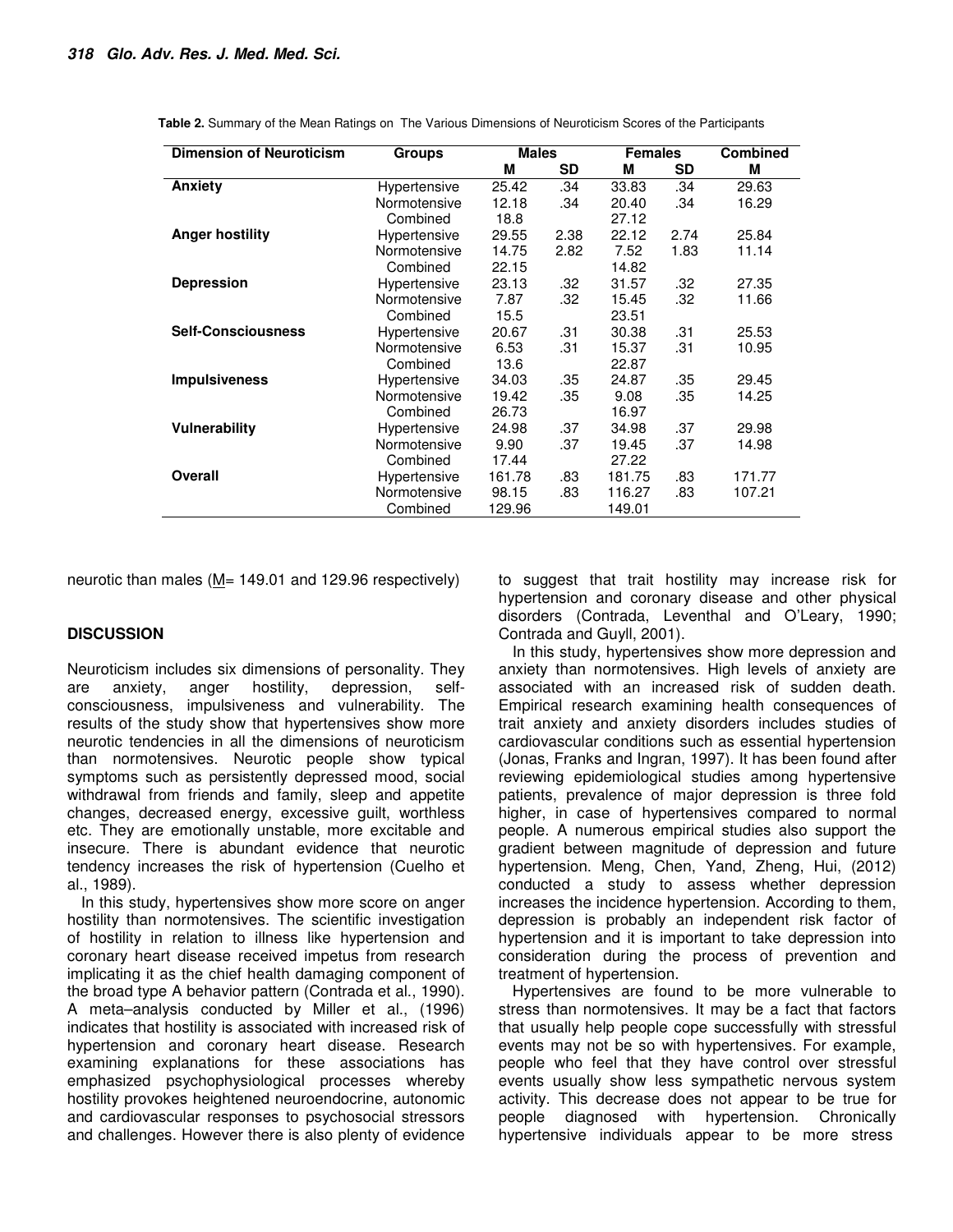**Table 2.** Summary of the Mean Ratings on The Various Dimensions of Neuroticism Scores of the Participants

| Dimension of Neuroticism | Groups | Males | | Females | | Combined |
|---|---|---|---|---|---|---|
| | | M | SD | M | SD | M |
| **Anxiety** | Hypertensive | 25.42 | .34 | 33.83 | .34 | 29.63 |
| | Normotensive | 12.18 | .34 | 20.40 | .34 | 16.29 |
| | Combined | 18.8 | | 27.12 | | |
| **Anger hostility** | Hypertensive | 29.55 | 2.38 | 22.12 | 2.74 | 25.84 |
| | Normotensive | 14.75 | 2.82 | 7.52 | 1.83 | 11.14 |
| | Combined | 22.15 | | 14.82 | | |
| **Depression** | Hypertensive | 23.13 | .32 | 31.57 | .32 | 27.35 |
| | Normotensive | 7.87 | .32 | 15.45 | .32 | 11.66 |
| | Combined | 15.5 | | 23.51 | | |
| **Self-Consciousness** | Hypertensive | 20.67 | .31 | 30.38 | .31 | 25.53 |
| | Normotensive | 6.53 | .31 | 15.37 | .31 | 10.95 |
| | Combined | 13.6 | | 22.87 | | |
| **Impulsiveness** | Hypertensive | 34.03 | .35 | 24.87 | .35 | 29.45 |
| | Normotensive | 19.42 | .35 | 9.08 | .35 | 14.25 |
| | Combined | 26.73 | | 16.97 | | |
| **Vulnerability** | Hypertensive | 24.98 | .37 | 34.98 | .37 | 29.98 |
| | Normotensive | 9.90 | .37 | 19.45 | .37 | 14.98 |
| | Combined | 17.44 | | 27.22 | | |
| **Overall** | Hypertensive | 161.78 | .83 | 181.75 | .83 | 171.77 |
| | Normotensive | 98.15 | .83 | 116.27 | .83 | 107.21 |
| | Combined | 129.96 | | 149.01 | | |

neurotic than males (M= 149.01 and 129.96 respectively)

## DISCUSSION

Neuroticism includes six dimensions of personality. They are anxiety, anger hostility, depression, self-consciousness, impulsiveness and vulnerability. The results of the study show that hypertensives show more neurotic tendencies in all the dimensions of neuroticism than normotensives. Neurotic people show typical symptoms such as persistently depressed mood, social withdrawal from friends and family, sleep and appetite changes, decreased energy, excessive guilt, worthless etc. They are emotionally unstable, more excitable and insecure. There is abundant evidence that neurotic tendency increases the risk of hypertension (Cuelho et al., 1989).

In this study, hypertensives show more score on anger hostility than normotensives. The scientific investigation of hostility in relation to illness like hypertension and coronary heart disease received impetus from research implicating it as the chief health damaging component of the broad type A behavior pattern (Contrada et al., 1990). A meta–analysis conducted by Miller et al., (1996) indicates that hostility is associated with increased risk of hypertension and coronary heart disease. Research examining explanations for these associations has emphasized psychophysiological processes whereby hostility provokes heightened neuroendocrine, autonomic and cardiovascular responses to psychosocial stressors and challenges. However there is also plenty of evidence to suggest that trait hostility may increase risk for hypertension and coronary disease and other physical disorders (Contrada, Leventhal and O'Leary, 1990; Contrada and Guyll, 2001).

In this study, hypertensives show more depression and anxiety than normotensives. High levels of anxiety are associated with an increased risk of sudden death. Empirical research examining health consequences of trait anxiety and anxiety disorders includes studies of cardiovascular conditions such as essential hypertension (Jonas, Franks and Ingran, 1997). It has been found after reviewing epidemiological studies among hypertensive patients, prevalence of major depression is three fold higher, in case of hypertensives compared to normal people. A numerous empirical studies also support the gradient between magnitude of depression and future hypertension. Meng, Chen, Yand, Zheng, Hui, (2012) conducted a study to assess whether depression increases the incidence hypertension. According to them, depression is probably an independent risk factor of hypertension and it is important to take depression into consideration during the process of prevention and treatment of hypertension.

Hypertensives are found to be more vulnerable to stress than normotensives. It may be a fact that factors that usually help people cope successfully with stressful events may not be so with hypertensives. For example, people who feel that they have control over stressful events usually show less sympathetic nervous system activity. This decrease does not appear to be true for people diagnosed with hypertension. Chronically hypertensive individuals appear to be more stress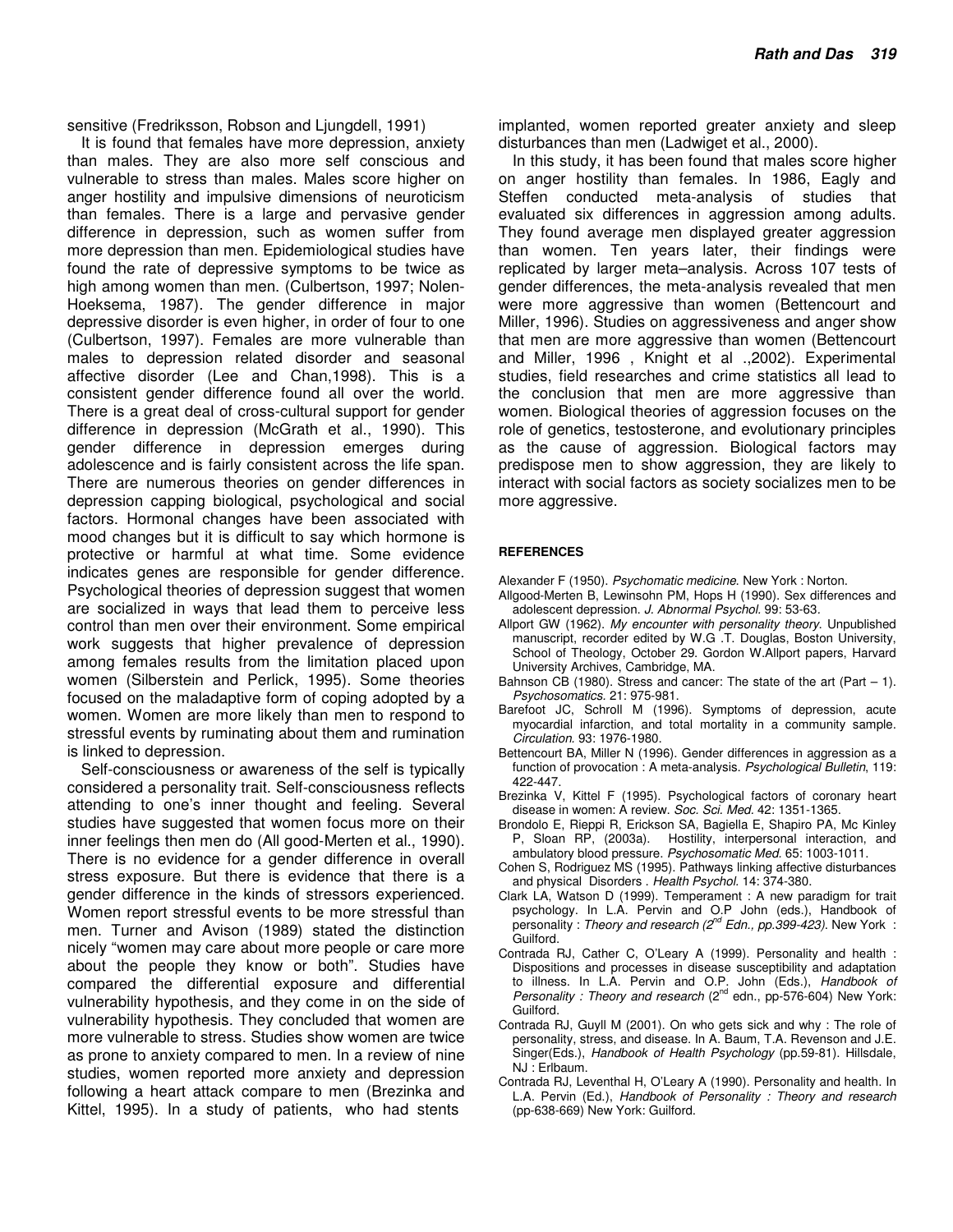sensitive (Fredriksson, Robson and Ljungdell, 1991)

It is found that females have more depression, anxiety than males. They are also more self conscious and vulnerable to stress than males. Males score higher on anger hostility and impulsive dimensions of neuroticism than females. There is a large and pervasive gender difference in depression, such as women suffer from more depression than men. Epidemiological studies have found the rate of depressive symptoms to be twice as high among women than men. (Culbertson, 1997; Nolen-Hoeksema, 1987). The gender difference in major depressive disorder is even higher, in order of four to one (Culbertson, 1997). Females are more vulnerable than males to depression related disorder and seasonal affective disorder (Lee and Chan,1998). This is a consistent gender difference found all over the world. There is a great deal of cross-cultural support for gender difference in depression (McGrath et al., 1990). This gender difference in depression emerges during adolescence and is fairly consistent across the life span. There are numerous theories on gender differences in depression capping biological, psychological and social factors. Hormonal changes have been associated with mood changes but it is difficult to say which hormone is protective or harmful at what time. Some evidence indicates genes are responsible for gender difference. Psychological theories of depression suggest that women are socialized in ways that lead them to perceive less control than men over their environment. Some empirical work suggests that higher prevalence of depression among females results from the limitation placed upon women (Silberstein and Perlick, 1995). Some theories focused on the maladaptive form of coping adopted by a women. Women are more likely than men to respond to stressful events by ruminating about them and rumination is linked to depression.

Self-consciousness or awareness of the self is typically considered a personality trait. Self-consciousness reflects attending to one's inner thought and feeling. Several studies have suggested that women focus more on their inner feelings then men do (All good-Merten et al., 1990). There is no evidence for a gender difference in overall stress exposure. But there is evidence that there is a gender difference in the kinds of stressors experienced. Women report stressful events to be more stressful than men. Turner and Avison (1989) stated the distinction nicely "women may care about more people or care more about the people they know or both". Studies have compared the differential exposure and differential vulnerability hypothesis, and they come in on the side of vulnerability hypothesis. They concluded that women are more vulnerable to stress. Studies show women are twice as prone to anxiety compared to men. In a review of nine studies, women reported more anxiety and depression following a heart attack compare to men (Brezinka and Kittel, 1995). In a study of patients, who had stents implanted, women reported greater anxiety and sleep disturbances than men (Ladwiget et al., 2000).

In this study, it has been found that males score higher on anger hostility than females. In 1986, Eagly and Steffen conducted meta-analysis of studies that evaluated six differences in aggression among adults. They found average men displayed greater aggression than women. Ten years later, their findings were replicated by larger meta–analysis. Across 107 tests of gender differences, the meta-analysis revealed that men were more aggressive than women (Bettencourt and Miller, 1996). Studies on aggressiveness and anger show that men are more aggressive than women (Bettencourt and Miller, 1996 , Knight et al .,2002). Experimental studies, field researches and crime statistics all lead to the conclusion that men are more aggressive than women. Biological theories of aggression focuses on the role of genetics, testosterone, and evolutionary principles as the cause of aggression. Biological factors may predispose men to show aggression, they are likely to interact with social factors as society socializes men to be more aggressive.

## REFERENCES

Alexander F (1950). *Psychomatic medicine*. New York : Norton.

Allgood-Merten B, Lewinsohn PM, Hops H (1990). Sex differences and adolescent depression. *J. Abnormal Psychol.* 99: 53-63.

Allport GW (1962). *My encounter with personality theory.* Unpublished manuscript, recorder edited by W.G .T. Douglas, Boston University, School of Theology, October 29. Gordon W.Allport papers, Harvard University Archives, Cambridge, MA.

Bahnson CB (1980). Stress and cancer: The state of the art (Part – 1). *Psychosomatics.* 21: 975-981.

Barefoot JC, Schroll M (1996). Symptoms of depression, acute myocardial infarction, and total mortality in a community sample. *Circulation.* 93: 1976-1980.

Bettencourt BA, Miller N (1996). Gender differences in aggression as a function of provocation : A meta-analysis. *Psychological Bulletin*, 119: 422-447.

Brezinka V, Kittel F (1995). Psychological factors of coronary heart disease in women: A review. *Soc. Sci. Med.* 42: 1351-1365.

Brondolo E, Rieppi R, Erickson SA, Bagiella E, Shapiro PA, Mc Kinley P, Sloan RP, (2003a). Hostility, interpersonal interaction, and ambulatory blood pressure. *Psychosomatic Med.* 65: 1003-1011.

Cohen S, Rodriguez MS (1995). Pathways linking affective disturbances and physical Disorders . *Health Psychol.* 14: 374-380.

Clark LA, Watson D (1999). Temperament : A new paradigm for trait psychology. In L.A. Pervin and O.P John (eds.), Handbook of personality : *Theory and research (2nd Edn., pp.399-423).* New York : Guilford.

Contrada RJ, Cather C, O'Leary A (1999). Personality and health : Dispositions and processes in disease susceptibility and adaptation to illness. In L.A. Pervin and O.P. John (Eds.), *Handbook of Personality : Theory and research* (2nd edn., pp-576-604) New York: Guilford.

Contrada RJ, Guyll M (2001). On who gets sick and why : The role of personality, stress, and disease. In A. Baum, T.A. Revenson and J.E. Singer(Eds.), *Handbook of Health Psychology* (pp.59-81). Hillsdale, NJ : Erlbaum.

Contrada RJ, Leventhal H, O'Leary A (1990). Personality and health. In L.A. Pervin (Ed.), *Handbook of Personality : Theory and research* (pp-638-669) New York: Guilford.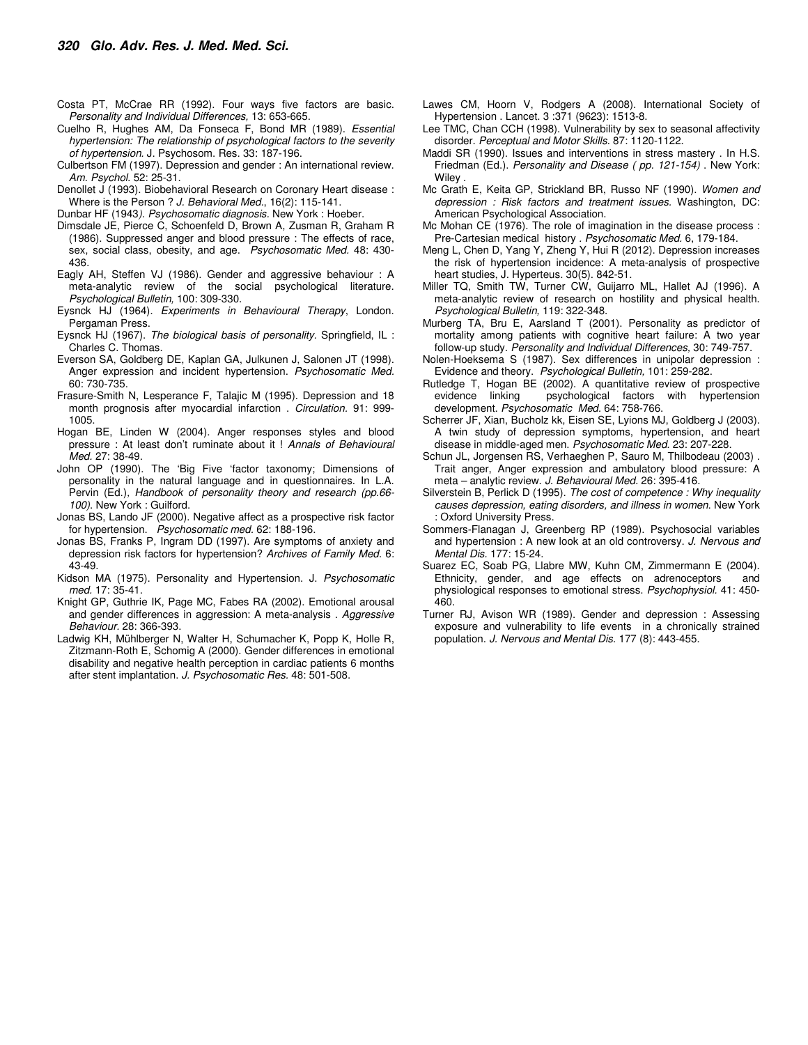Costa PT, McCrae RR (1992). Four ways five factors are basic. *Personality and Individual Differences,* 13: 653-665.

Cuelho R, Hughes AM, Da Fonseca F, Bond MR (1989). *Essential hypertension: The relationship of psychological factors to the severity of hypertension.* J. Psychosom. Res. 33: 187-196.

Culbertson FM (1997). Depression and gender : An international review. *Am. Psychol.* 52: 25-31.

Denollet J (1993). Biobehavioral Research on Coronary Heart disease : Where is the Person ? *J. Behavioral Med.*, 16(2): 115-141.

Dunbar HF (1943*). Psychosomatic diagnosis.* New York : Hoeber.

Dimsdale JE, Pierce C, Schoenfeld D, Brown A, Zusman R, Graham R (1986). Suppressed anger and blood pressure : The effects of race, sex, social class, obesity, and age. *Psychosomatic Med.* 48: 430-436.

Eagly AH, Steffen VJ (1986). Gender and aggressive behaviour : A meta-analytic review of the social psychological literature. *Psychological Bulletin,* 100: 309-330.

Eysnck HJ (1964). *Experiments in Behavioural Therapy*, London. Pergaman Press.

Eysnck HJ (1967). *The biological basis of personality.* Springfield, IL : Charles C. Thomas.

Everson SA, Goldberg DE, Kaplan GA, Julkunen J, Salonen JT (1998). Anger expression and incident hypertension. *Psychosomatic Med.* 60: 730-735.

Frasure-Smith N, Lesperance F, Talajic M (1995). Depression and 18 month prognosis after myocardial infarction . *Circulation.* 91: 999-1005.

Hogan BE, Linden W (2004). Anger responses styles and blood pressure : At least don't ruminate about it ! *Annals of Behavioural Med.* 27: 38-49.

John OP (1990). The 'Big Five 'factor taxonomy; Dimensions of personality in the natural language and in questionnaires. In L.A. Pervin (Ed.), *Handbook of personality theory and research (pp.66-100).* New York : Guilford.

Jonas BS, Lando JF (2000). Negative affect as a prospective risk factor for hypertension. *Psychosomatic med.* 62: 188-196.

Jonas BS, Franks P, Ingram DD (1997). Are symptoms of anxiety and depression risk factors for hypertension? *Archives of Family Med.* 6: 43-49.

Kidson MA (1975). Personality and Hypertension. J. *Psychosomatic med.* 17: 35-41.

Knight GP, Guthrie IK, Page MC, Fabes RA (2002). Emotional arousal and gender differences in aggression: A meta-analysis . *Aggressive Behaviour.* 28: 366-393.

Ladwig KH, Mühlberger N, Walter H, Schumacher K, Popp K, Holle R, Zitzmann-Roth E, Schomig A (2000). Gender differences in emotional disability and negative health perception in cardiac patients 6 months after stent implantation. *J. Psychosomatic Res.* 48: 501-508.

Lawes CM, Hoorn V, Rodgers A (2008). International Society of Hypertension . Lancet. 3 :371 (9623): 1513-8.

Lee TMC, Chan CCH (1998). Vulnerability by sex to seasonal affectivity disorder. *Perceptual and Motor Skills.* 87: 1120-1122.

Maddi SR (1990). Issues and interventions in stress mastery . In H.S. Friedman (Ed.). *Personality and Disease ( pp. 121-154)* . New York: Wiley .

Mc Grath E, Keita GP, Strickland BR, Russo NF (1990). *Women and depression : Risk factors and treatment issues.* Washington, DC: American Psychological Association.

Mc Mohan CE (1976). The role of imagination in the disease process : Pre-Cartesian medical history . *Psychosomatic Med.* 6, 179-184.

Meng L, Chen D, Yang Y, Zheng Y, Hui R (2012). Depression increases the risk of hypertension incidence: A meta-analysis of prospective heart studies, J. Hyperteus. 30(5). 842-51.

Miller TQ, Smith TW, Turner CW, Guijarro ML, Hallet AJ (1996). A meta-analytic review of research on hostility and physical health. *Psychological Bulletin,* 119: 322-348.

Murberg TA, Bru E, Aarsland T (2001). Personality as predictor of mortality among patients with cognitive heart failure: A two year follow-up study. *Personality and Individual Differences,* 30: 749-757.

Nolen-Hoeksema S (1987). Sex differences in unipolar depression : Evidence and theory. *Psychological Bulletin,* 101: 259-282.

Rutledge T, Hogan BE (2002). A quantitative review of prospective evidence linking psychological factors with hypertension development. *Psychosomatic Med.* 64: 758-766.

Scherrer JF, Xian, Bucholz kk, Eisen SE, Lyions MJ, Goldberg J (2003). A twin study of depression symptoms, hypertension, and heart disease in middle-aged men. *Psychosomatic Med.* 23: 207-228.

Schun JL, Jorgensen RS, Verhaeghen P, Sauro M, Thilbodeau (2003) . Trait anger, Anger expression and ambulatory blood pressure: A meta – analytic review. *J. Behavioural Med.* 26: 395-416.

Silverstein B, Perlick D (1995). *The cost of competence : Why inequality causes depression, eating disorders, and illness in women.* New York : Oxford University Press.

Sommers-Flanagan J, Greenberg RP (1989). Psychosocial variables and hypertension : A new look at an old controversy. *J. Nervous and Mental Dis.* 177: 15-24.

Suarez EC, Soab PG, Llabre MW, Kuhn CM, Zimmermann E (2004). Ethnicity, gender, and age effects on adrenoceptors and physiological responses to emotional stress. *Psychophysiol.* 41: 450-460.

Turner RJ, Avison WR (1989). Gender and depression : Assessing exposure and vulnerability to life events in a chronically strained population. *J. Nervous and Mental Dis.* 177 (8): 443-455.